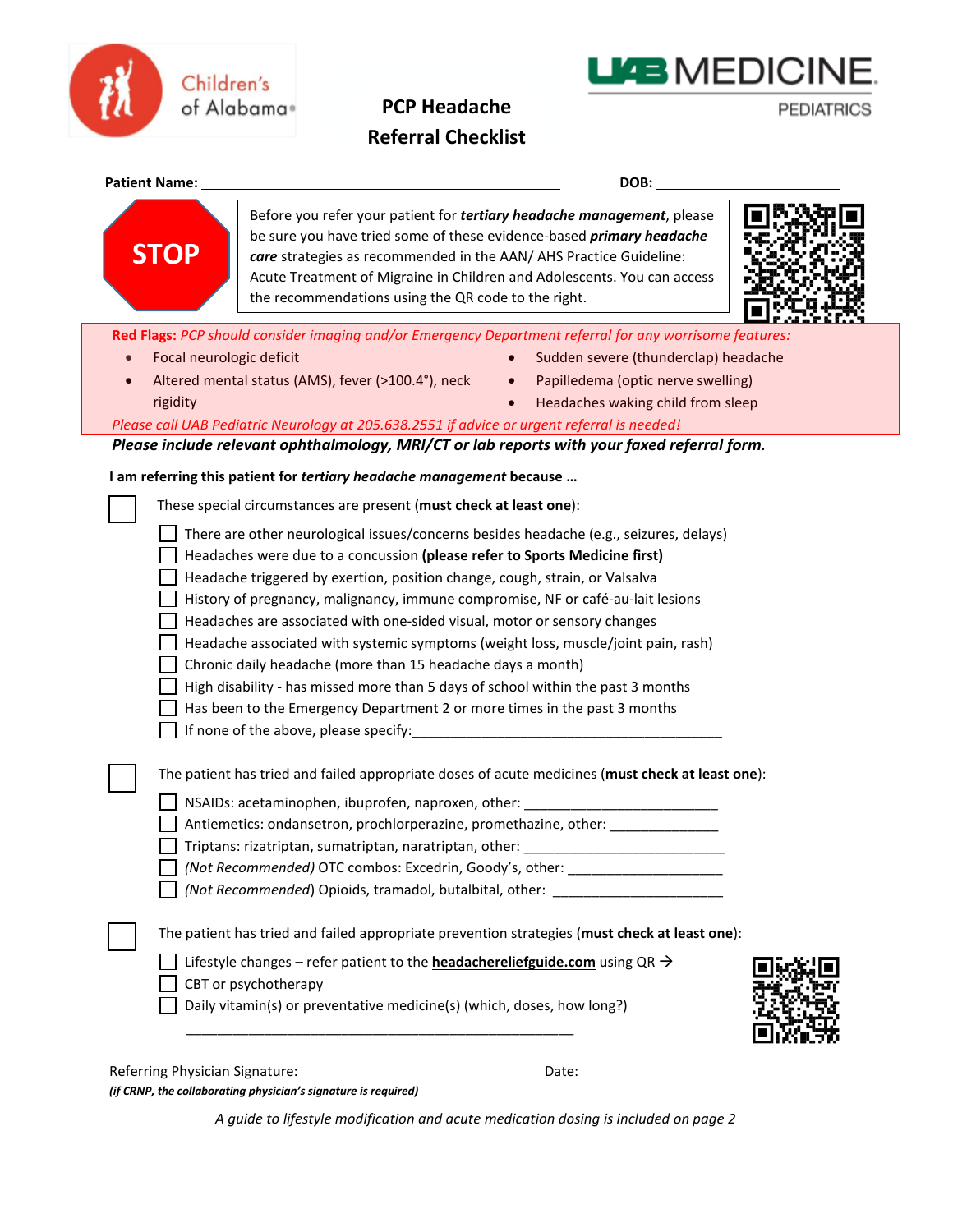Children's of Alabama

UAB MEDICINE PEDIATRICS

# PCP Headache Referral Checklist

**Patient Name:** ____________________________________________ **DOB:** ____________________

**STOP**

Before you refer your patient for ***tertiary headache management***, please be sure you have tried some of these evidence-based ***primary headache care*** strategies as recommended in the AAN/ AHS Practice Guideline: Acute Treatment of Migraine in Children and Adolescents. You can access the recommendations using the QR code to the right.

**Red Flags:** *PCP should consider imaging and/or Emergency Department referral for any worrisome features:*

- Focal neurologic deficit
- Altered mental status (AMS), fever (>100.4°), neck rigidity
- Sudden severe (thunderclap) headache
- Papilledema (optic nerve swelling)
- Headaches waking child from sleep

*Please call UAB Pediatric Neurology at 205.638.2551 if advice or urgent referral is needed!*

***Please include relevant ophthalmology, MRI/CT or lab reports with your faxed referral form.***

**I am referring this patient for *tertiary headache management* because …**

☐ These special circumstances are present (**must check at least one**):

- ☐ There are other neurological issues/concerns besides headache (e.g., seizures, delays)
- ☐ Headaches were due to a concussion **(please refer to Sports Medicine first)**
- ☐ Headache triggered by exertion, position change, cough, strain, or Valsalva
- ☐ History of pregnancy, malignancy, immune compromise, NF or café-au-lait lesions
- ☐ Headaches are associated with one-sided visual, motor or sensory changes
- ☐ Headache associated with systemic symptoms (weight loss, muscle/joint pain, rash)
- ☐ Chronic daily headache (more than 15 headache days a month)
- ☐ High disability - has missed more than 5 days of school within the past 3 months
- ☐ Has been to the Emergency Department 2 or more times in the past 3 months
- ☐ If none of the above, please specify:__________________________________________

☐ The patient has tried and failed appropriate doses of acute medicines (**must check at least one**):

- ☐ NSAIDs: acetaminophen, ibuprofen, naproxen, other: ________________________
- ☐ Antiemetics: ondansetron, prochlorperazine, promethazine, other: _____________
- ☐ Triptans: rizatriptan, sumatriptan, naratriptan, other: ________________________
- ☐ *(Not Recommended)* OTC combos: Excedrin, Goody's, other: ___________________
- ☐ *(Not Recommended)* Opioids, tramadol, butalbital, other: _____________________

☐ The patient has tried and failed appropriate prevention strategies (**must check at least one**):

- ☐ Lifestyle changes – refer patient to the **headachereliefguide.com** using QR →
- ☐ CBT or psychotherapy
- ☐ Daily vitamin(s) or preventative medicine(s) (which, doses, how long?)

  ______________________________________________________

Referring Physician Signature: Date:

***(if CRNP, the collaborating physician's signature is required)***

*A guide to lifestyle modification and acute medication dosing is included on page 2*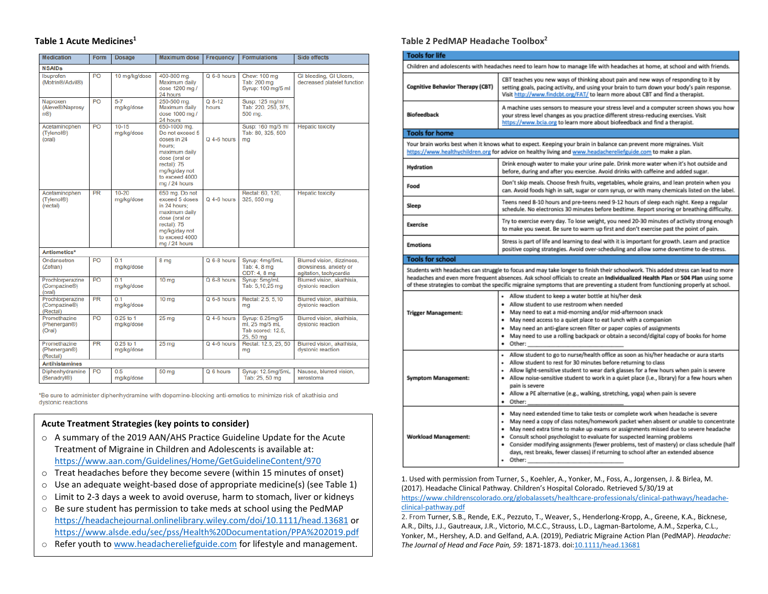## Table 1 Acute Medicines[1]

| Medication | Form | Dosage | Maximum dose | Frequency | Formulations | Side effects |
|---|---|---|---|---|---|---|
| **NSAIDs** | | | | | | |
| Ibuprofen (Motrin®/Advil®) | PO | 10 mg/kg/dose | 400-800 mg. Maximum daily dose 1200 mg / 24 hours | Q 6-8 hours | Chew: 100 mg Tab: 200 mg Syrup: 100 mg/5 ml | GI bleeding, GI Ulcers, decreased platelet function |
| Naproxen (Aleve®/Naprosyn®) | PO | 5-7 mg/kg/dose | 250-500 mg. Maximum daily dose 1000 mg / 24 hours | Q 8-12 hours | Susp: 125 mg/ml Tab: 220, 250, 375, 500 mg. | |
| Acetaminophen (Tylenol®) (oral) | PO | 10-15 mg/kg/dose | 650-1000 mg. Do not exceed 5 doses in 24 hours; maximum daily dose (oral or rectal): 75 mg/kg/day not to exceed 4000 mg / 24 hours | Q 4-6 hours | Susp: 160 mg/5 ml Tab: 80, 325, 500 mg | Hepatic toxicity |
| Acetaminophen (Tylenol®) (rectal) | PR | 10-20 mg/kg/dose | 650 mg. Do not exceed 5 doses in 24 hours; maximum daily dose (oral or rectal): 75 mg/kg/day not to exceed 4000 mg / 24 hours | Q 4-6 hours | Rectal: 60, 120, 325, 650 mg | Hepatic toxicity |
| **Antiemetics*** | | | | | | |
| Ondansetron (Zofran) | PO | 0.1 mg/kg/dose | 8 mg | Q 6-8 hours | Syrup: 4mg/5mL Tab: 4, 8 mg ODT: 4, 8 mg | Blurred vision, dizziness, drowsiness, anxiety or agitation, techycardia |
| Prochlorperazine (Compazine®) (oral) | PO | 0.1 mg/kg/dose | 10 mg | Q 6-8 hours | Syrup: 5mg/mL Tab: 5,10,25 mg | Blurred vision, akathisia, dystonic reaction |
| Prochlorperazine (Compazine®) (Rectal) | PR | 0.1 mg/kg/dose | 10 mg | Q 6-8 hours | Rectal: 2.5, 5,10 mg | Blurred vision, akathisia, dystonic reaction |
| Promethazine (Phenergan®) (Oral) | PO | 0.25 to 1 mg/kg/dose | 25 mg | Q 4-6 hours | Syrup: 6.25mg/5 ml, 25 mg/5 mL Tab scored: 12.5, 25, 50 mg | Blurred vision, akathisia, dystonic reaction |
| Promethazine (Phenergan®) (Rectal) | PR | 0.25 to 1 mg/kg/dose | 25 mg | Q 4-6 hours | Rectal: 12.5, 25, 50 mg | Blurred vision, akathisia, dystonic reaction |
| **Antihistamines** | | | | | | |
| Diphenhydramine (Benadryl®) | PO | 0.5 mg/kg/dose | 50 mg | Q 6 hours | Syrup: 12.5mg/5mL Tab: 25, 50 mg | Nausea, blurred vision, xerostoma |

*Be sure to administer diphenhydramine with dopamine-blocking anti-emetics to minimize risk of akathisia and dystonic reactions

### Acute Treatment Strategies (key points to consider)

- A summary of the 2019 AAN/AHS Practice Guideline Update for the Acute Treatment of Migraine in Children and Adolescents is available at: https://www.aan.com/Guidelines/Home/GetGuidelineContent/970
- Treat headaches before they become severe (within 15 minutes of onset)
- Use an adequate weight-based dose of appropriate medicine(s) (see Table 1)
- Limit to 2-3 days a week to avoid overuse, harm to stomach, liver or kidneys
- Be sure student has permission to take meds at school using the PedMAP https://headachejournal.onlinelibrary.wiley.com/doi/10.1111/head.13681 or https://www.alsde.edu/sec/pss/Health%20Documentation/PPA%202019.pdf
- Refer youth to www.headachereliefguide.com for lifestyle and management.

## Table 2 PedMAP Headache Toolbox[2]

| | |
|---|---|
| **Tools for life** | |
| Children and adolescents with headaches need to learn how to manage life with headaches at home, at school and with friends. | |
| **Cognitive Behavior Therapy (CBT)** | CBT teaches you new ways of thinking about pain and new ways of responding to it by setting goals, pacing activity, and using your brain to turn down your body's pain response. Visit http://www.findcbt.org/FAT/ to learn more about CBT and find a therapist. |
| **Biofeedback** | A machine uses sensors to measure your stress level and a computer screen shows you how your stress level changes as you practice different stress-reducing exercises. Visit https://www.bcia.org to learn more about biofeedback and find a therapist. |
| **Tools for home** | |
| Your brain works best when it knows what to expect. Keeping your brain in balance can prevent more migraines. Visit https://www.healthychildren.org for advice on healthy living and www.headachereliefguide.com to make a plan. | |
| **Hydration** | Drink enough water to make your urine pale. Drink more water when it's hot outside and before, during and after you exercise. Avoid drinks with caffeine and added sugar. |
| **Food** | Don't skip meals. Choose fresh fruits, vegetables, whole grains, and lean protein when you can. Avoid foods high in salt, sugar or corn syrup, or with many chemicals listed on the label. |
| **Sleep** | Teens need 8-10 hours and pre-teens need 9-12 hours of sleep each night. Keep a regular schedule. No electronics 30 minutes before bedtime. Report snoring or breathing difficulty. |
| **Exercise** | Try to exercise every day. To lose weight, you need 20-30 minutes of activity strong enough to make you sweat. Be sure to warm up first and don't exercise past the point of pain. |
| **Emotions** | Stress is part of life and learning to deal with it is important for growth. Learn and practice positive coping strategies. Avoid over-scheduling and allow some downtime to de-stress. |
| **Tools for school** | |
| Students with headaches can struggle to focus and may take longer to finish their schoolwork. This added stress can lead to more headaches and even more frequent absences. Ask school officials to create an **Individualized Health Plan** or **504 Plan** using some of these strategies to combat the specific migraine symptoms that are preventing a student from functioning properly at school. | |
| **Trigger Management:** | • Allow student to keep a water bottle at his/her desk<br>• Allow student to use restroom when needed<br>• May need to eat a mid-morning and/or mid-afternoon snack<br>• May need access to a quiet place to eat lunch with a companion<br>• May need an anti-glare screen filter or paper copies of assignments<br>• May need to use a rolling backpack or obtain a second/digital copy of books for home<br>• Other: ______________________ |
| **Symptom Management:** | • Allow student to go to nurse/health office as soon as his/her headache or aura starts<br>• Allow student to rest for 30 minutes before returning to class<br>• Allow light-sensitive student to wear dark glasses for a few hours when pain is severe<br>• Allow noise-sensitive student to work in a quiet place (i.e., library) for a few hours when pain is severe<br>• Allow a PE alternative (e.g., walking, stretching, yoga) when pain is severe<br>• Other: ______________________ |
| **Workload Management:** | • May need extended time to take tests or complete work when headache is severe<br>• May need a copy of class notes/homework packet when student or unable to concentrate<br>• May need extra time to make up exams or assignments missed due to severe headache<br>• Consult school psychologist to evaluate for suspected learning problems<br>• Consider modifying assignments (fewer problems, test of mastery) or class schedule (half days, rest breaks, fewer classes) if returning to school after an extended absence<br>• Other: ______________________ |

1. Used with permission from Turner, S., Koehler, A., Yonker, M., Foss, A., Jorgensen, J. & Birlea, M. (2017). Headache Clinical Pathway. Children's Hospital Colorado. Retrieved 5/30/19 at https://www.childrenscolorado.org/globalassets/healthcare-professionals/clinical-pathways/headache-clinical-pathway.pdf

2. From Turner, S.B., Rende, E.K., Pezzuto, T., Weaver, S., Henderlong-Kropp, A., Greene, K.A., Bicknese, A.R., Dilts, J.J., Gautreaux, J.R., Victorio, M.C.C., Strauss, L.D., Lagman-Bartolome, A.M., Szperka, C.L., Yonker, M., Hershey, A.D. and Gelfand, A.A. (2019), Pediatric Migraine Action Plan (PedMAP). *Headache: The Journal of Head and Face Pain, 59*: 1871-1873. doi:10.1111/head.13681